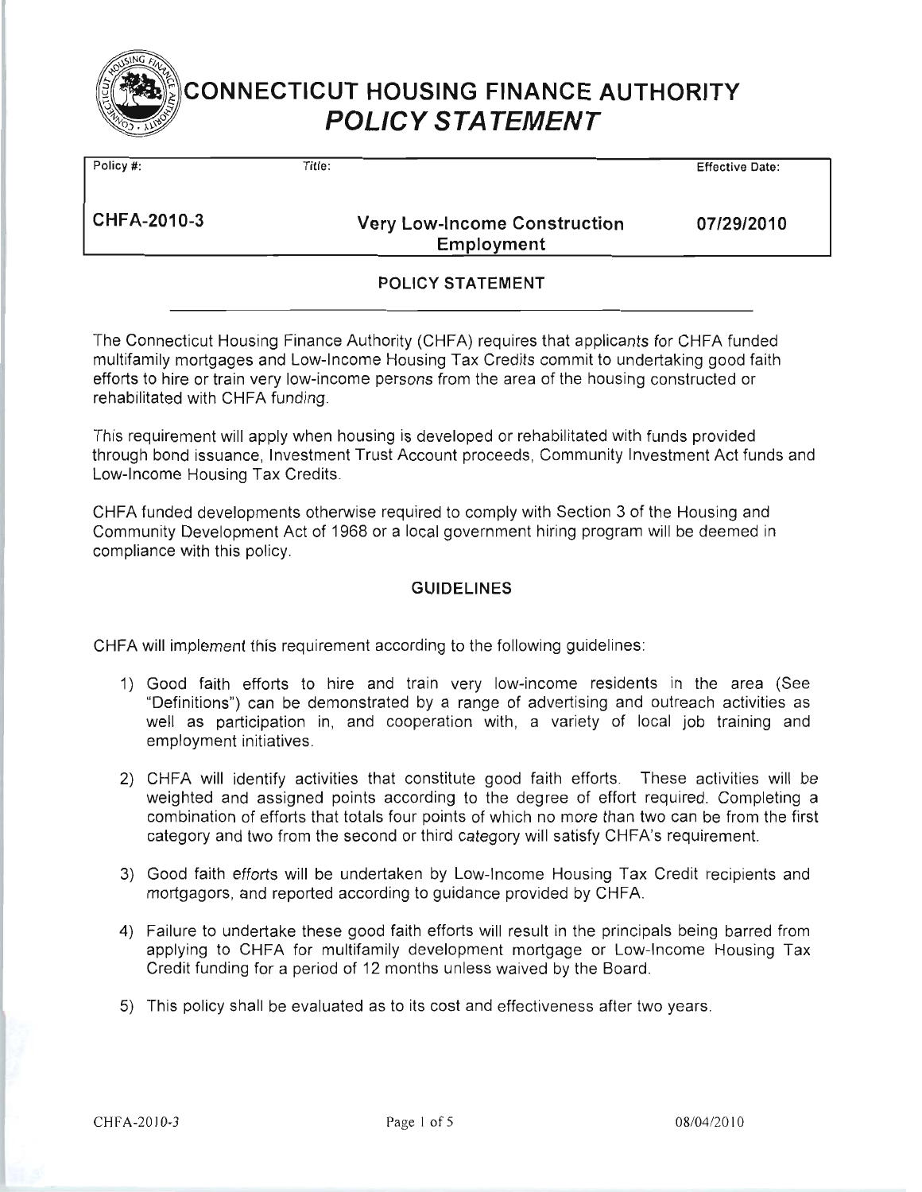# CONNECTICUT HOUSING FINANCE AUTHORITY
## *POLICY STATEMENT*

| Policy #: | Title: | Effective Date: |
|---|---|---|
| **CHFA-2010-3** | **Very Low-Income Construction Employment** | **07/29/2010** |

### POLICY STATEMENT

The Connecticut Housing Finance Authority (CHFA) requires that applicants for CHFA funded multifamily mortgages and Low-Income Housing Tax Credits commit to undertaking good faith efforts to hire or train very low-income persons from the area of the housing constructed or rehabilitated with CHFA funding.

This requirement will apply when housing is developed or rehabilitated with funds provided through bond issuance, Investment Trust Account proceeds, Community Investment Act funds and Low-Income Housing Tax Credits.

CHFA funded developments otherwise required to comply with Section 3 of the Housing and Community Development Act of 1968 or a local government hiring program will be deemed in compliance with this policy.

### GUIDELINES

CHFA will implement this requirement according to the following guidelines:

1) Good faith efforts to hire and train very low-income residents in the area (See "Definitions") can be demonstrated by a range of advertising and outreach activities as well as participation in, and cooperation with, a variety of local job training and employment initiatives.

2) CHFA will identify activities that constitute good faith efforts. These activities will be weighted and assigned points according to the degree of effort required. Completing a combination of efforts that totals four points of which no more than two can be from the first category and two from the second or third category will satisfy CHFA's requirement.

3) Good faith efforts will be undertaken by Low-Income Housing Tax Credit recipients and mortgagors, and reported according to guidance provided by CHFA.

4) Failure to undertake these good faith efforts will result in the principals being barred from applying to CHFA for multifamily development mortgage or Low-Income Housing Tax Credit funding for a period of 12 months unless waived by the Board.

5) This policy shall be evaluated as to its cost and effectiveness after two years.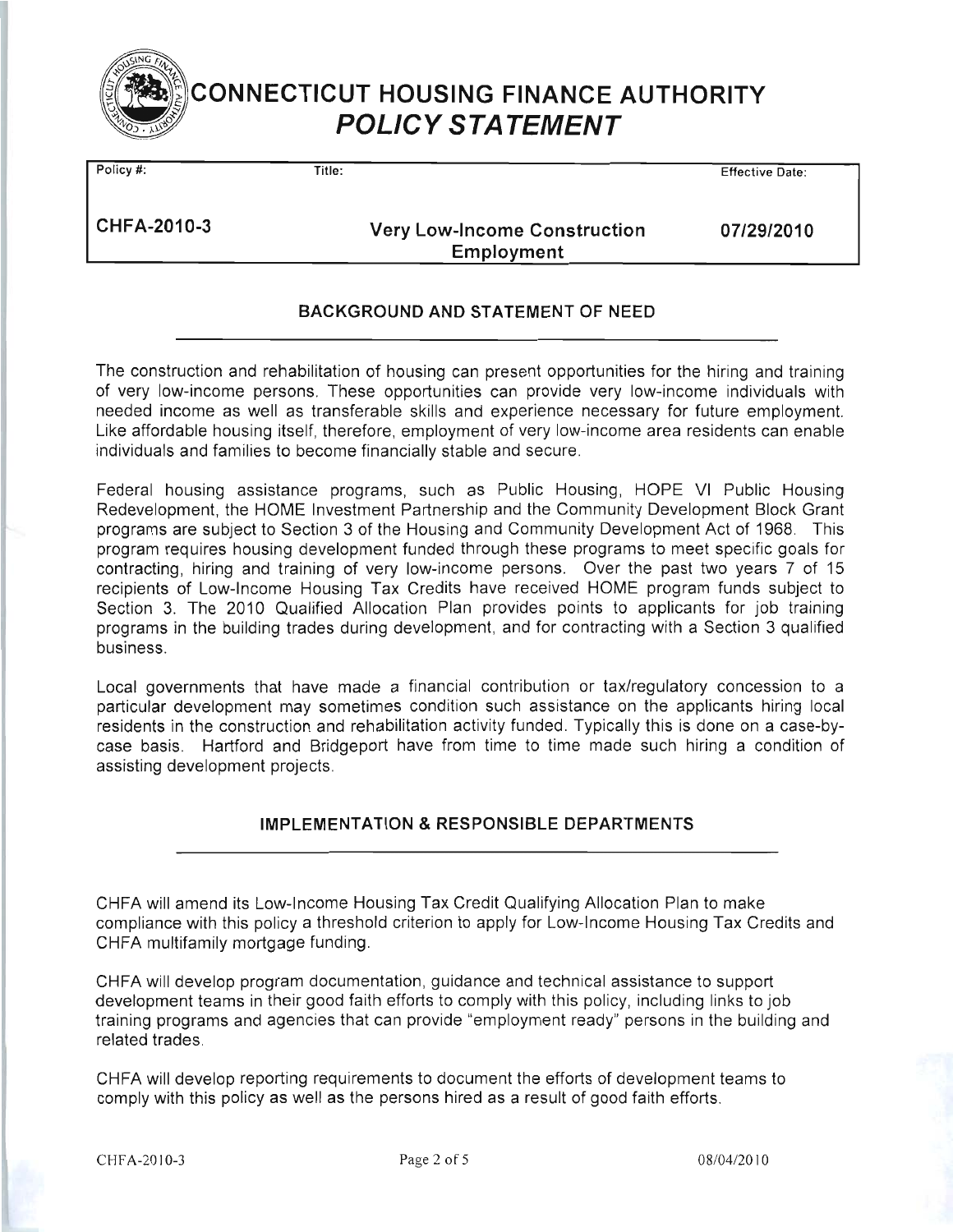# CONNECTICUT HOUSING FINANCE AUTHORITY
## *POLICY STATEMENT*

| Policy #: | Title: | Effective Date: |
|---|---|---|
| **CHFA-2010-3** | **Very Low-Income Construction Employment** | **07/29/2010** |

### BACKGROUND AND STATEMENT OF NEED

The construction and rehabilitation of housing can present opportunities for the hiring and training of very low-income persons. These opportunities can provide very low-income individuals with needed income as well as transferable skills and experience necessary for future employment. Like affordable housing itself, therefore, employment of very low-income area residents can enable individuals and families to become financially stable and secure.

Federal housing assistance programs, such as Public Housing, HOPE VI Public Housing Redevelopment, the HOME Investment Partnership and the Community Development Block Grant programs are subject to Section 3 of the Housing and Community Development Act of 1968. This program requires housing development funded through these programs to meet specific goals for contracting, hiring and training of very low-income persons. Over the past two years 7 of 15 recipients of Low-Income Housing Tax Credits have received HOME program funds subject to Section 3. The 2010 Qualified Allocation Plan provides points to applicants for job training programs in the building trades during development, and for contracting with a Section 3 qualified business.

Local governments that have made a financial contribution or tax/regulatory concession to a particular development may sometimes condition such assistance on the applicants hiring local residents in the construction and rehabilitation activity funded. Typically this is done on a case-by-case basis. Hartford and Bridgeport have from time to time made such hiring a condition of assisting development projects.

### IMPLEMENTATION & RESPONSIBLE DEPARTMENTS

CHFA will amend its Low-Income Housing Tax Credit Qualifying Allocation Plan to make compliance with this policy a threshold criterion to apply for Low-Income Housing Tax Credits and CHFA multifamily mortgage funding.

CHFA will develop program documentation, guidance and technical assistance to support development teams in their good faith efforts to comply with this policy, including links to job training programs and agencies that can provide "employment ready" persons in the building and related trades.

CHFA will develop reporting requirements to document the efforts of development teams to comply with this policy as well as the persons hired as a result of good faith efforts.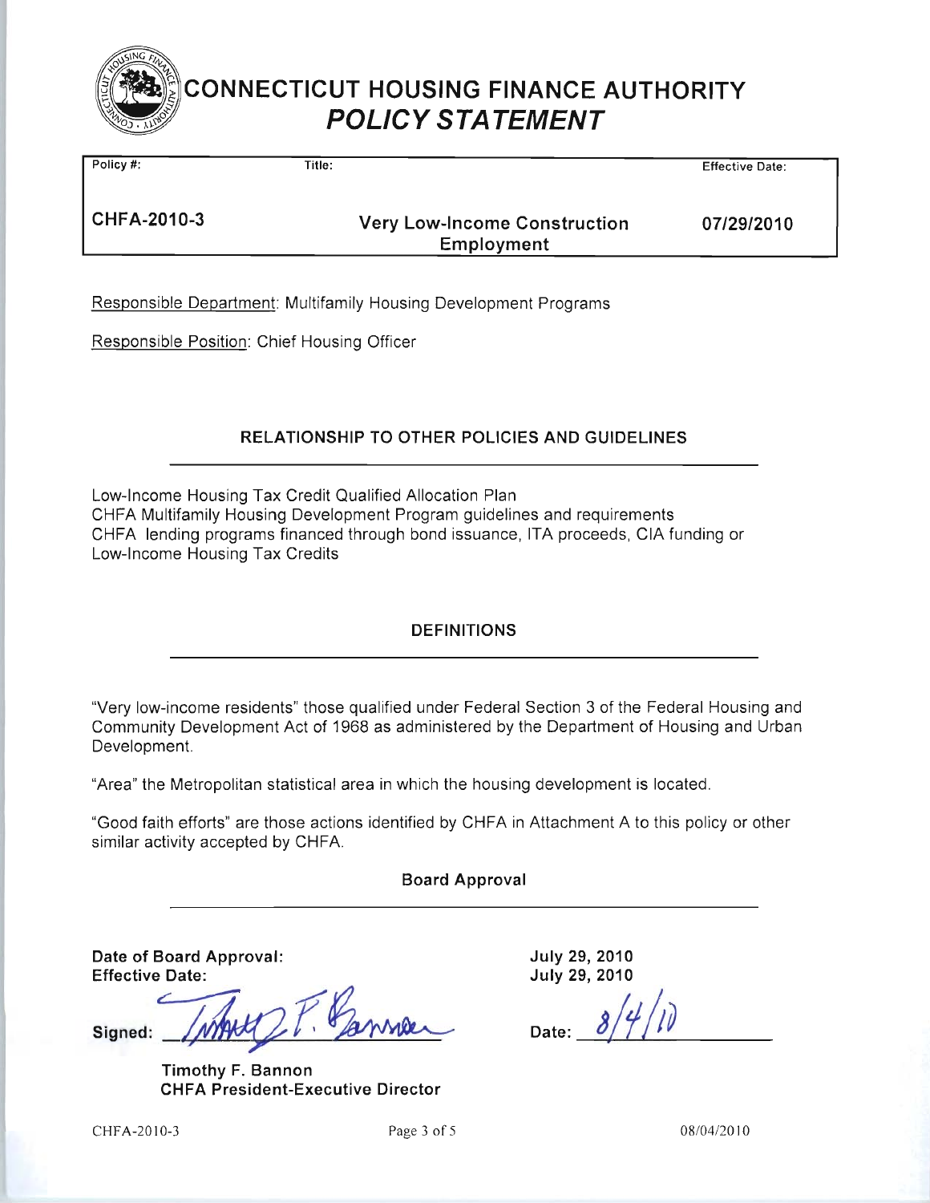# CONNECTICUT HOUSING FINANCE AUTHORITY
## *POLICY STATEMENT*

| Policy #: | Title: | Effective Date: |
|---|---|---|
| **CHFA-2010-3** | **Very Low-Income Construction Employment** | **07/29/2010** |

Responsible Department: Multifamily Housing Development Programs

Responsible Position: Chief Housing Officer

### RELATIONSHIP TO OTHER POLICIES AND GUIDELINES

Low-Income Housing Tax Credit Qualified Allocation Plan
CHFA Multifamily Housing Development Program guidelines and requirements
CHFA lending programs financed through bond issuance, ITA proceeds, CIA funding or Low-Income Housing Tax Credits

### DEFINITIONS

"Very low-income residents" those qualified under Federal Section 3 of the Federal Housing and Community Development Act of 1968 as administered by the Department of Housing and Urban Development.

"Area" the Metropolitan statistical area in which the housing development is located.

"Good faith efforts" are those actions identified by CHFA in Attachment A to this policy or other similar activity accepted by CHFA.

### Board Approval

**Date of Board Approval:** **July 29, 2010**
**Effective Date:** **July 29, 2010**

**Signed:** Timothy F. Bannon **Date:** 8/4/10

**Timothy F. Bannon**
**CHFA President-Executive Director**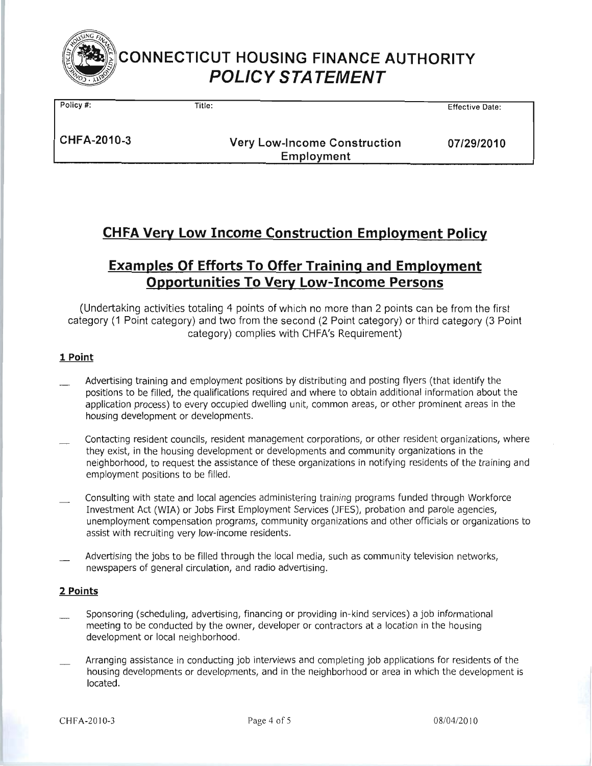# CONNECTICUT HOUSING FINANCE AUTHORITY
## *POLICY STATEMENT*

| Policy #: | Title: | Effective Date: |
|---|---|---|
| CHFA-2010-3 | Very Low-Income Construction Employment | 07/29/2010 |

## CHFA Very Low Income Construction Employment Policy

## Examples Of Efforts To Offer Training and Employment Opportunities To Very Low-Income Persons

(Undertaking activities totaling 4 points of which no more than 2 points can be from the first category (1 Point category) and two from the second (2 Point category) or third category (3 Point category) complies with CHFA's Requirement)

### 1 Point

\_\_ Advertising training and employment positions by distributing and posting flyers (that identify the positions to be filled, the qualifications required and where to obtain additional information about the application process) to every occupied dwelling unit, common areas, or other prominent areas in the housing development or developments.

\_\_ Contacting resident councils, resident management corporations, or other resident organizations, where they exist, in the housing development or developments and community organizations in the neighborhood, to request the assistance of these organizations in notifying residents of the training and employment positions to be filled.

\_\_ Consulting with state and local agencies administering training programs funded through Workforce Investment Act (WIA) or Jobs First Employment Services (JFES), probation and parole agencies, unemployment compensation programs, community organizations and other officials or organizations to assist with recruiting very low-income residents.

\_\_ Advertising the jobs to be filled through the local media, such as community television networks, newspapers of general circulation, and radio advertising.

### 2 Points

\_\_ Sponsoring (scheduling, advertising, financing or providing in-kind services) a job informational meeting to be conducted by the owner, developer or contractors at a location in the housing development or local neighborhood.

\_\_ Arranging assistance in conducting job interviews and completing job applications for residents of the housing developments or developments, and in the neighborhood or area in which the development is located.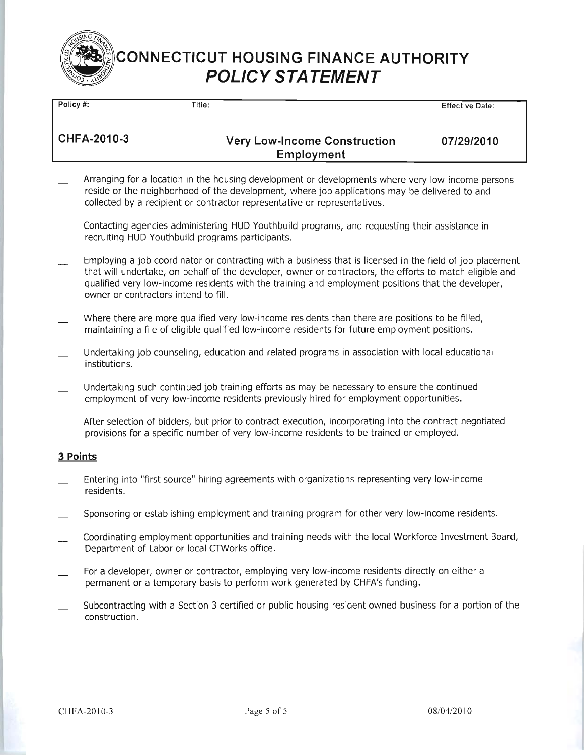| Policy #: | Title: | Effective Date: |
| --- | --- | --- |
| CHFA-2010-3 | Very Low-Income Construction Employment | 07/29/2010 |

- ___ Arranging for a location in the housing development or developments where very low-income persons reside or the neighborhood of the development, where job applications may be delivered to and collected by a recipient or contractor representative or representatives.
- ___ Contacting agencies administering HUD Youthbuild programs, and requesting their assistance in recruiting HUD Youthbuild programs participants.
- ___ Employing a job coordinator or contracting with a business that is licensed in the field of job placement that will undertake, on behalf of the developer, owner or contractors, the efforts to match eligible and qualified very low-income residents with the training and employment positions that the developer, owner or contractors intend to fill.
- ___ Where there are more qualified very low-income residents than there are positions to be filled, maintaining a file of eligible qualified low-income residents for future employment positions.
- ___ Undertaking job counseling, education and related programs in association with local educational institutions.
- ___ Undertaking such continued job training efforts as may be necessary to ensure the continued employment of very low-income residents previously hired for employment opportunities.
- ___ After selection of bidders, but prior to contract execution, incorporating into the contract negotiated provisions for a specific number of very low-income residents to be trained or employed.

**3 Points**

- ___ Entering into "first source" hiring agreements with organizations representing very low-income residents.
- ___ Sponsoring or establishing employment and training program for other very low-income residents.
- ___ Coordinating employment opportunities and training needs with the local Workforce Investment Board, Department of Labor or local CTWorks office.
- ___ For a developer, owner or contractor, employing very low-income residents directly on either a permanent or a temporary basis to perform work generated by CHFA's funding.
- ___ Subcontracting with a Section 3 certified or public housing resident owned business for a portion of the construction.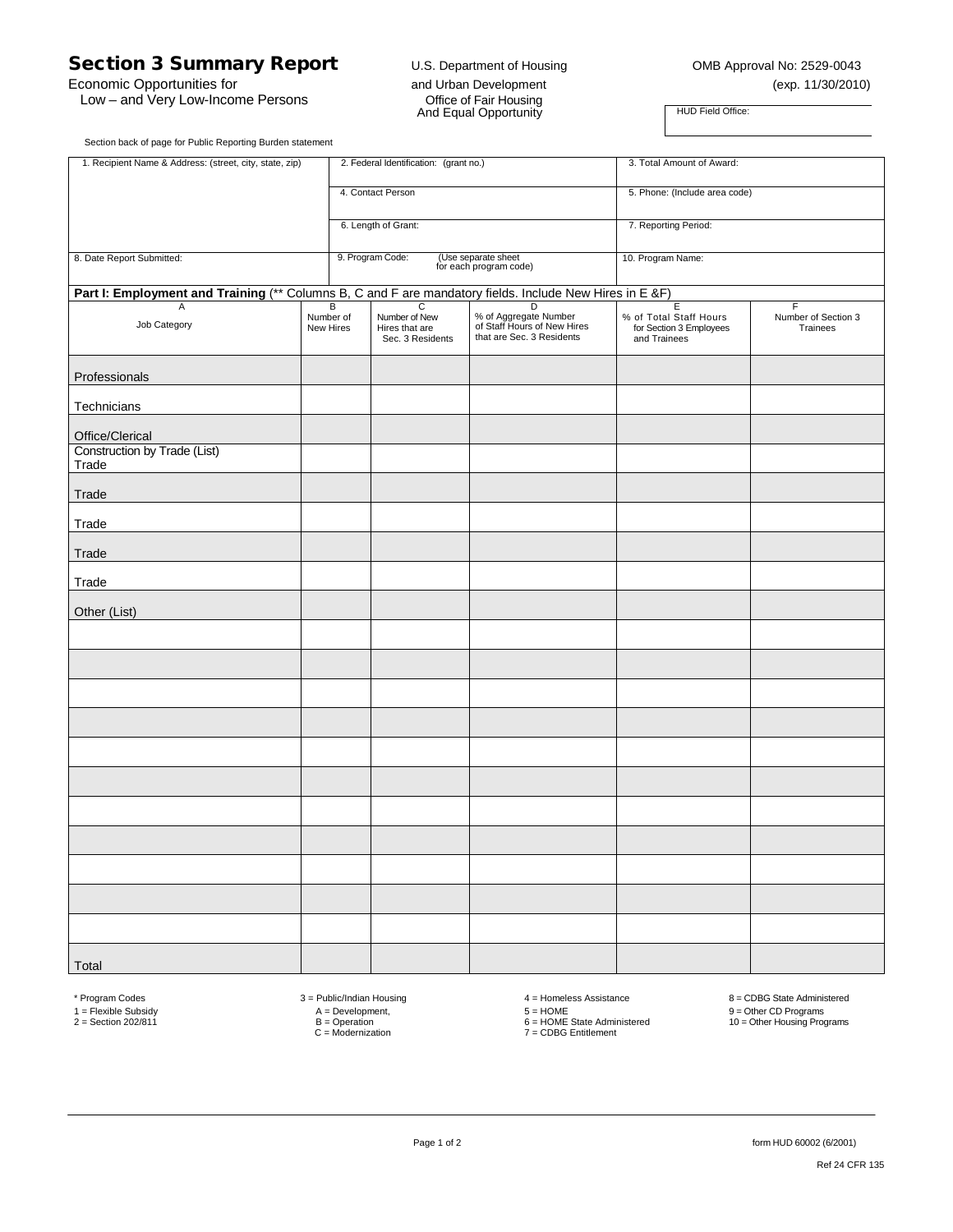# Section 3 Summary Report

Economic Opportunities for
Low – and Very Low-Income Persons

U.S. Department of Housing
and Urban Development
Office of Fair Housing
And Equal Opportunity

OMB Approval No: 2529-0043
(exp. 11/30/2010)

HUD Field Office:

Section back of page for Public Reporting Burden statement

| 1. Recipient Name & Address: (street, city, state, zip) | 2. Federal Identification: (grant no.) | 3. Total Amount of Award: |
|---|---|---|
| | 4. Contact Person | 5. Phone: (Include area code) |
| | 6. Length of Grant: | 7. Reporting Period: |
| 8. Date Report Submitted: | 9. Program Code: (Use separate sheet for each program code) | 10. Program Name: |

**Part I: Employment and Training** (** Columns B, C and F are mandatory fields. Include New Hires in E &F)

| A<br>Job Category | B<br>Number of New Hires | C<br>Number of New Hires that are Sec. 3 Residents | D<br>% of Aggregate Number of Staff Hours of New Hires that are Sec. 3 Residents | E<br>% of Total Staff Hours for Section 3 Employees and Trainees | F<br>Number of Section 3 Trainees |
|---|---|---|---|---|---|
| Professionals | | | | | |
| Technicians | | | | | |
| Office/Clerical | | | | | |
| Construction by Trade (List)<br>Trade | | | | | |
| Trade | | | | | |
| Trade | | | | | |
| Trade | | | | | |
| Trade | | | | | |
| Other (List) | | | | | |
| | | | | | |
| | | | | | |
| | | | | | |
| | | | | | |
| | | | | | |
| | | | | | |
| | | | | | |
| | | | | | |
| | | | | | |
| | | | | | |
| | | | | | |
| Total | | | | | |

\* Program Codes
1 = Flexible Subsidy
2 = Section 202/811

3 = Public/Indian Housing
A = Development,
B = Operation
C = Modernization

4 = Homeless Assistance
5 = HOME
6 = HOME State Administered
7 = CDBG Entitlement

8 = CDBG State Administered
9 = Other CD Programs
10 = Other Housing Programs

form HUD 60002 (6/2001)

Ref 24 CFR 135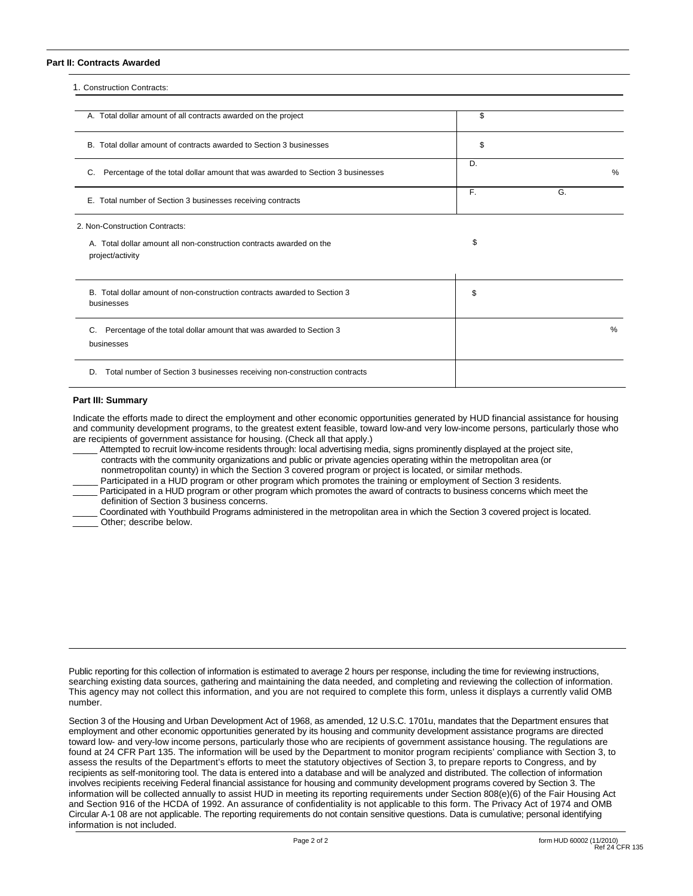## Part II: Contracts Awarded

1. Construction Contracts:

| | |
|---|---|
| A. Total dollar amount of all contracts awarded on the project | $ |
| B. Total dollar amount of contracts awarded to Section 3 businesses | $ |
| C. Percentage of the total dollar amount that was awarded to Section 3 businesses | D. % |
| E. Total number of Section 3 businesses receiving contracts | F. G. |

2. Non-Construction Contracts:

| | |
|---|---|
| A. Total dollar amount all non-construction contracts awarded on the project/activity | $ |
| B. Total dollar amount of non-construction contracts awarded to Section 3 businesses | $ |
| C. Percentage of the total dollar amount that was awarded to Section 3 businesses | % |
| D. Total number of Section 3 businesses receiving non-construction contracts | |

## Part III: Summary

Indicate the efforts made to direct the employment and other economic opportunities generated by HUD financial assistance for housing and community development programs, to the greatest extent feasible, toward low-and very low-income persons, particularly those who are recipients of government assistance for housing. (Check all that apply.)

_____ Attempted to recruit low-income residents through: local advertising media, signs prominently displayed at the project site, contracts with the community organizations and public or private agencies operating within the metropolitan area (or nonmetropolitan county) in which the Section 3 covered program or project is located, or similar methods.

_____ Participated in a HUD program or other program which promotes the training or employment of Section 3 residents.

_____ Participated in a HUD program or other program which promotes the award of contracts to business concerns which meet the definition of Section 3 business concerns.

_____ Coordinated with Youthbuild Programs administered in the metropolitan area in which the Section 3 covered project is located.

_____ Other; describe below.

Public reporting for this collection of information is estimated to average 2 hours per response, including the time for reviewing instructions, searching existing data sources, gathering and maintaining the data needed, and completing and reviewing the collection of information. This agency may not collect this information, and you are not required to complete this form, unless it displays a currently valid OMB number.

Section 3 of the Housing and Urban Development Act of 1968, as amended, 12 U.S.C. 1701u, mandates that the Department ensures that employment and other economic opportunities generated by its housing and community development assistance programs are directed toward low- and very-low income persons, particularly those who are recipients of government assistance housing. The regulations are found at 24 CFR Part 135. The information will be used by the Department to monitor program recipients' compliance with Section 3, to assess the results of the Department's efforts to meet the statutory objectives of Section 3, to prepare reports to Congress, and by recipients as self-monitoring tool. The data is entered into a database and will be analyzed and distributed. The collection of information involves recipients receiving Federal financial assistance for housing and community development programs covered by Section 3. The information will be collected annually to assist HUD in meeting its reporting requirements under Section 808(e)(6) of the Fair Housing Act and Section 916 of the HCDA of 1992. An assurance of confidentiality is not applicable to this form. The Privacy Act of 1974 and OMB Circular A-1 08 are not applicable. The reporting requirements do not contain sensitive questions. Data is cumulative; personal identifying information is not included.

form HUD 60002 (11/2010)
Ref 24 CFR 135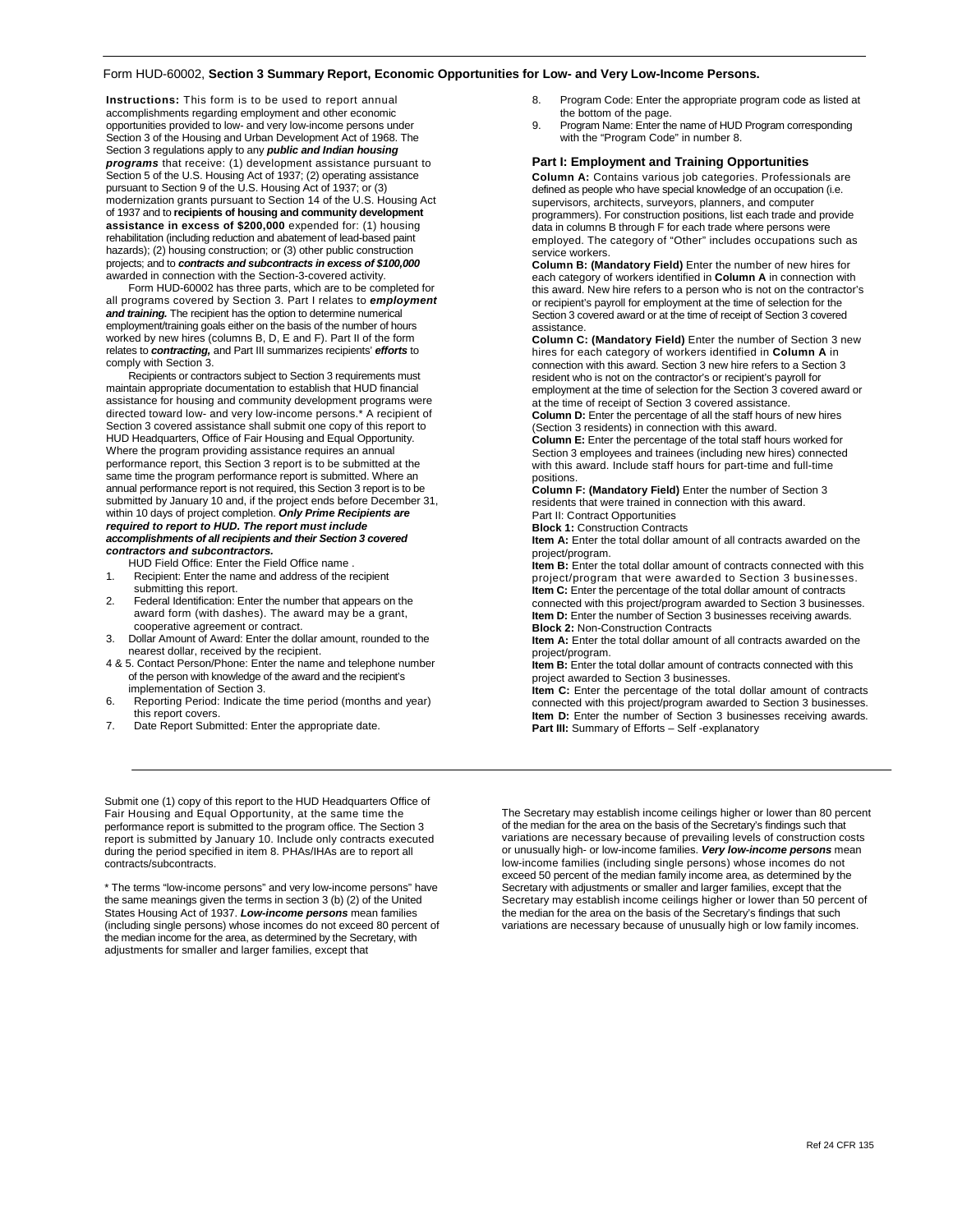Form HUD-60002, **Section 3 Summary Report, Economic Opportunities for Low- and Very Low-Income Persons.**

**Instructions:** This form is to be used to report annual accomplishments regarding employment and other economic opportunities provided to low- and very low-income persons under Section 3 of the Housing and Urban Development Act of 1968. The Section 3 regulations apply to any ***public and Indian housing programs*** that receive: (1) development assistance pursuant to Section 5 of the U.S. Housing Act of 1937; (2) operating assistance pursuant to Section 9 of the U.S. Housing Act of 1937; or (3) modernization grants pursuant to Section 14 of the U.S. Housing Act of 1937 and to **recipients of housing and community development assistance in excess of $200,000** expended for: (1) housing rehabilitation (including reduction and abatement of lead-based paint hazards); (2) housing construction; or (3) other public construction projects; and to ***contracts and subcontracts in excess of $100,000*** awarded in connection with the Section-3-covered activity.

Form HUD-60002 has three parts, which are to be completed for all programs covered by Section 3. Part I relates to ***employment and training.*** The recipient has the option to determine numerical employment/training goals either on the basis of the number of hours worked by new hires (columns B, D, E and F). Part II of the form relates to ***contracting,*** and Part III summarizes recipients' ***efforts*** to comply with Section 3.

Recipients or contractors subject to Section 3 requirements must maintain appropriate documentation to establish that HUD financial assistance for housing and community development programs were directed toward low- and very low-income persons.* A recipient of Section 3 covered assistance shall submit one copy of this report to HUD Headquarters, Office of Fair Housing and Equal Opportunity. Where the program providing assistance requires an annual performance report, this Section 3 report is to be submitted at the same time the program performance report is submitted. Where an annual performance report is not required, this Section 3 report is to be submitted by January 10 and, if the project ends before December 31, within 10 days of project completion. ***Only Prime Recipients are required to report to HUD. The report must include accomplishments of all recipients and their Section 3 covered contractors and subcontractors.***

HUD Field Office: Enter the Field Office name .

1. Recipient: Enter the name and address of the recipient submitting this report.
2. Federal Identification: Enter the number that appears on the award form (with dashes). The award may be a grant, cooperative agreement or contract.
3. Dollar Amount of Award: Enter the dollar amount, rounded to the nearest dollar, received by the recipient.

4 & 5. Contact Person/Phone: Enter the name and telephone number of the person with knowledge of the award and the recipient's implementation of Section 3.

6. Reporting Period: Indicate the time period (months and year) this report covers.
7. Date Report Submitted: Enter the appropriate date.
8. Program Code: Enter the appropriate program code as listed at the bottom of the page.
9. Program Name: Enter the name of HUD Program corresponding with the "Program Code" in number 8.

**Part I: Employment and Training Opportunities**

**Column A:** Contains various job categories. Professionals are defined as people who have special knowledge of an occupation (i.e. supervisors, architects, surveyors, planners, and computer programmers). For construction positions, list each trade and provide data in columns B through F for each trade where persons were employed. The category of "Other" includes occupations such as service workers.

**Column B: (Mandatory Field)** Enter the number of new hires for each category of workers identified in **Column A** in connection with this award. New hire refers to a person who is not on the contractor's or recipient's payroll for employment at the time of selection for the Section 3 covered award or at the time of receipt of Section 3 covered assistance.

**Column C: (Mandatory Field)** Enter the number of Section 3 new hires for each category of workers identified in **Column A** in connection with this award. Section 3 new hire refers to a Section 3 resident who is not on the contractor's or recipient's payroll for employment at the time of selection for the Section 3 covered award or at the time of receipt of Section 3 covered assistance.

**Column D:** Enter the percentage of all the staff hours of new hires (Section 3 residents) in connection with this award.

**Column E:** Enter the percentage of the total staff hours worked for Section 3 employees and trainees (including new hires) connected with this award. Include staff hours for part-time and full-time positions.

**Column F: (Mandatory Field)** Enter the number of Section 3 residents that were trained in connection with this award.

Part II: Contract Opportunities

**Block 1:** Construction Contracts

**Item A:** Enter the total dollar amount of all contracts awarded on the project/program.

**Item B:** Enter the total dollar amount of contracts connected with this project/program that were awarded to Section 3 businesses.

**Item C:** Enter the percentage of the total dollar amount of contracts connected with this project/program awarded to Section 3 businesses.

**Item D:** Enter the number of Section 3 businesses receiving awards.

**Block 2:** Non-Construction Contracts

**Item A:** Enter the total dollar amount of all contracts awarded on the project/program.

**Item B:** Enter the total dollar amount of contracts connected with this project awarded to Section 3 businesses.

**Item C:** Enter the percentage of the total dollar amount of contracts connected with this project/program awarded to Section 3 businesses.

**Item D:** Enter the number of Section 3 businesses receiving awards.

**Part III:** Summary of Efforts – Self -explanatory

---

Submit one (1) copy of this report to the HUD Headquarters Office of Fair Housing and Equal Opportunity, at the same time the performance report is submitted to the program office. The Section 3 report is submitted by January 10. Include only contracts executed during the period specified in item 8. PHAs/IHAs are to report all contracts/subcontracts.

\* The terms "low-income persons" and very low-income persons" have the same meanings given the terms in section 3 (b) (2) of the United States Housing Act of 1937. ***Low-income persons*** mean families (including single persons) whose incomes do not exceed 80 percent of the median income for the area, as determined by the Secretary, with adjustments for smaller and larger families, except that The Secretary may establish income ceilings higher or lower than 80 percent of the median for the area on the basis of the Secretary's findings that such variations are necessary because of prevailing levels of construction costs or unusually high- or low-income families. ***Very low-income persons*** mean low-income families (including single persons) whose incomes do not exceed 50 percent of the median family income area, as determined by the Secretary with adjustments or smaller and larger families, except that the Secretary may establish income ceilings higher or lower than 50 percent of the median for the area on the basis of the Secretary's findings that such variations are necessary because of unusually high or low family incomes.

Ref 24 CFR 135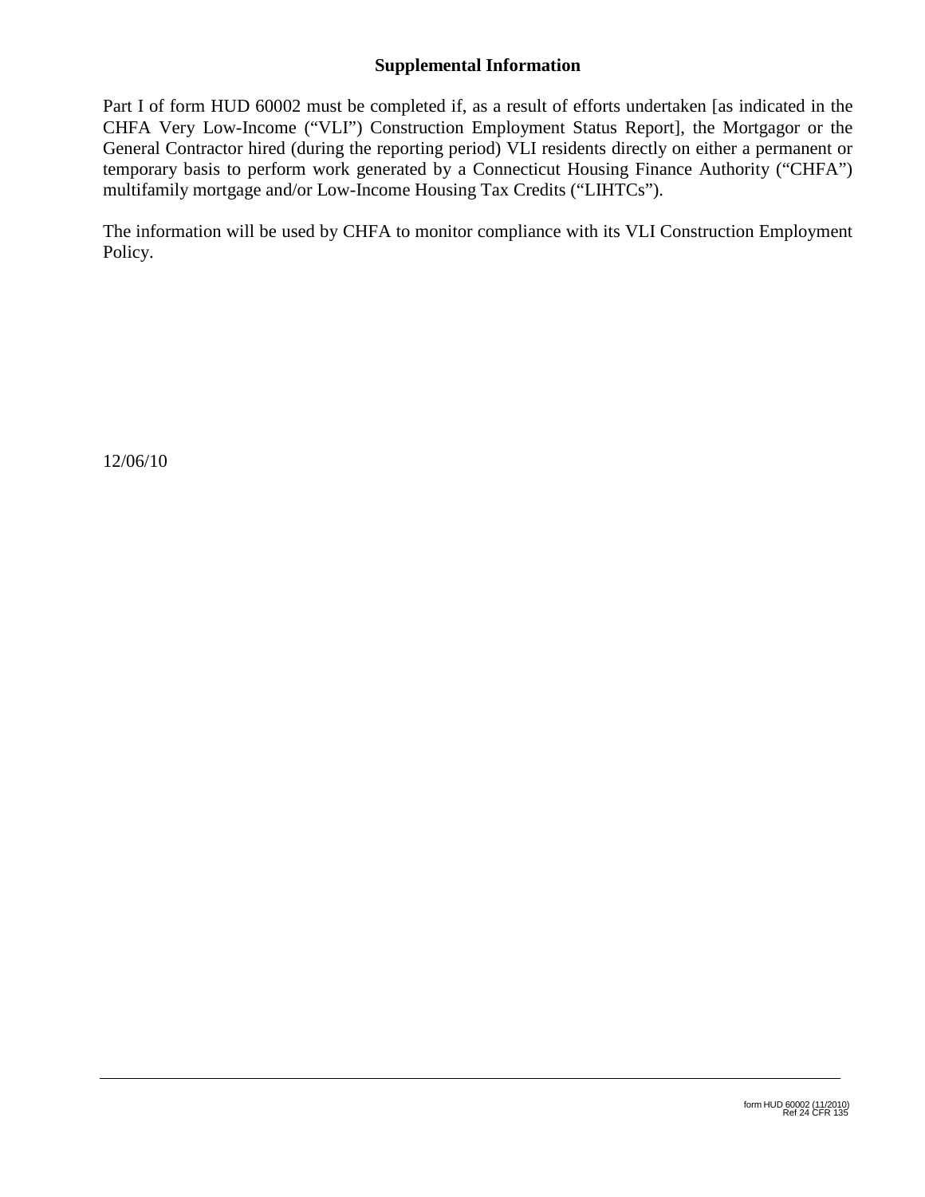## Supplemental Information

Part I of form HUD 60002 must be completed if, as a result of efforts undertaken [as indicated in the CHFA Very Low-Income ("VLI") Construction Employment Status Report], the Mortgagor or the General Contractor hired (during the reporting period) VLI residents directly on either a permanent or temporary basis to perform work generated by a Connecticut Housing Finance Authority ("CHFA") multifamily mortgage and/or Low-Income Housing Tax Credits ("LIHTCs").

The information will be used by CHFA to monitor compliance with its VLI Construction Employment Policy.

12/06/10